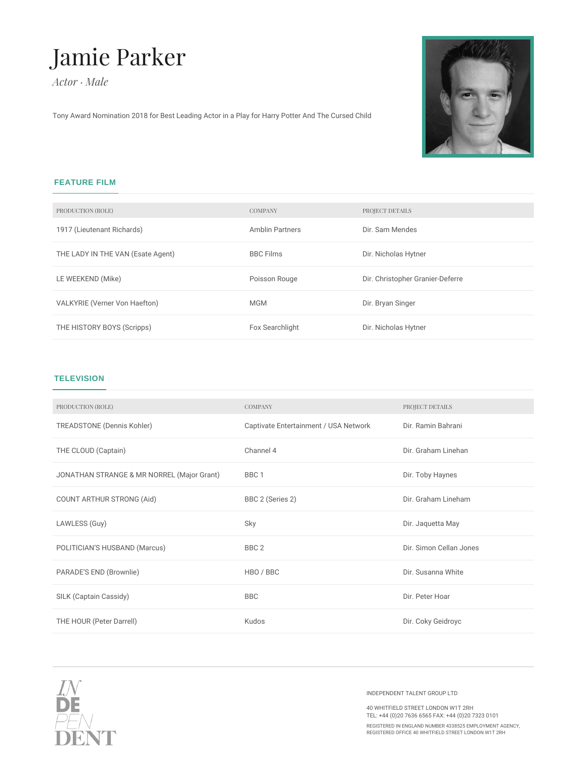# Jamie Parker

*Actor · Male*

Tony Award Nomination 2018 for Best Leading Actor in a Play for Harry Potter And The Cursed Child

## FEATURE FILM

| PRODUCTION (ROLE) | COMPANY | PROJECT DETAILS |
|---|---|---|
| 1917 (Lieutenant Richards) | Amblin Partners | Dir. Sam Mendes |
| THE LADY IN THE VAN (Esate Agent) | BBC Films | Dir. Nicholas Hytner |
| LE WEEKEND (Mike) | Poisson Rouge | Dir. Christopher Granier-Deferre |
| VALKYRIE (Verner Von Haefton) | MGM | Dir. Bryan Singer |
| THE HISTORY BOYS (Scripps) | Fox Searchlight | Dir. Nicholas Hytner |

## TELEVISION

| PRODUCTION (ROLE) | COMPANY | PROJECT DETAILS |
|---|---|---|
| TREADSTONE (Dennis Kohler) | Captivate Entertainment / USA Network | Dir. Ramin Bahrani |
| THE CLOUD (Captain) | Channel 4 | Dir. Graham Linehan |
| JONATHAN STRANGE & MR NORREL (Major Grant) | BBC 1 | Dir. Toby Haynes |
| COUNT ARTHUR STRONG (Aid) | BBC 2 (Series 2) | Dir. Graham Lineham |
| LAWLESS (Guy) | Sky | Dir. Jaquetta May |
| POLITICIAN'S HUSBAND (Marcus) | BBC 2 | Dir. Simon Cellan Jones |
| PARADE'S END (Brownlie) | HBO / BBC | Dir. Susanna White |
| SILK (Captain Cassidy) | BBC | Dir. Peter Hoar |
| THE HOUR (Peter Darrell) | Kudos | Dir. Coky Geidroyc |

INDEPENDENT TALENT GROUP LTD

40 WHITFIELD STREET LONDON W1T 2RH
TEL: +44 (0)20 7636 6565 FAX: +44 (0)20 7323 0101

REGISTERED IN ENGLAND NUMBER 4338525 EMPLOYMENT AGENCY,
REGISTERED OFFICE 40 WHITFIELD STREET LONDON W1T 2RH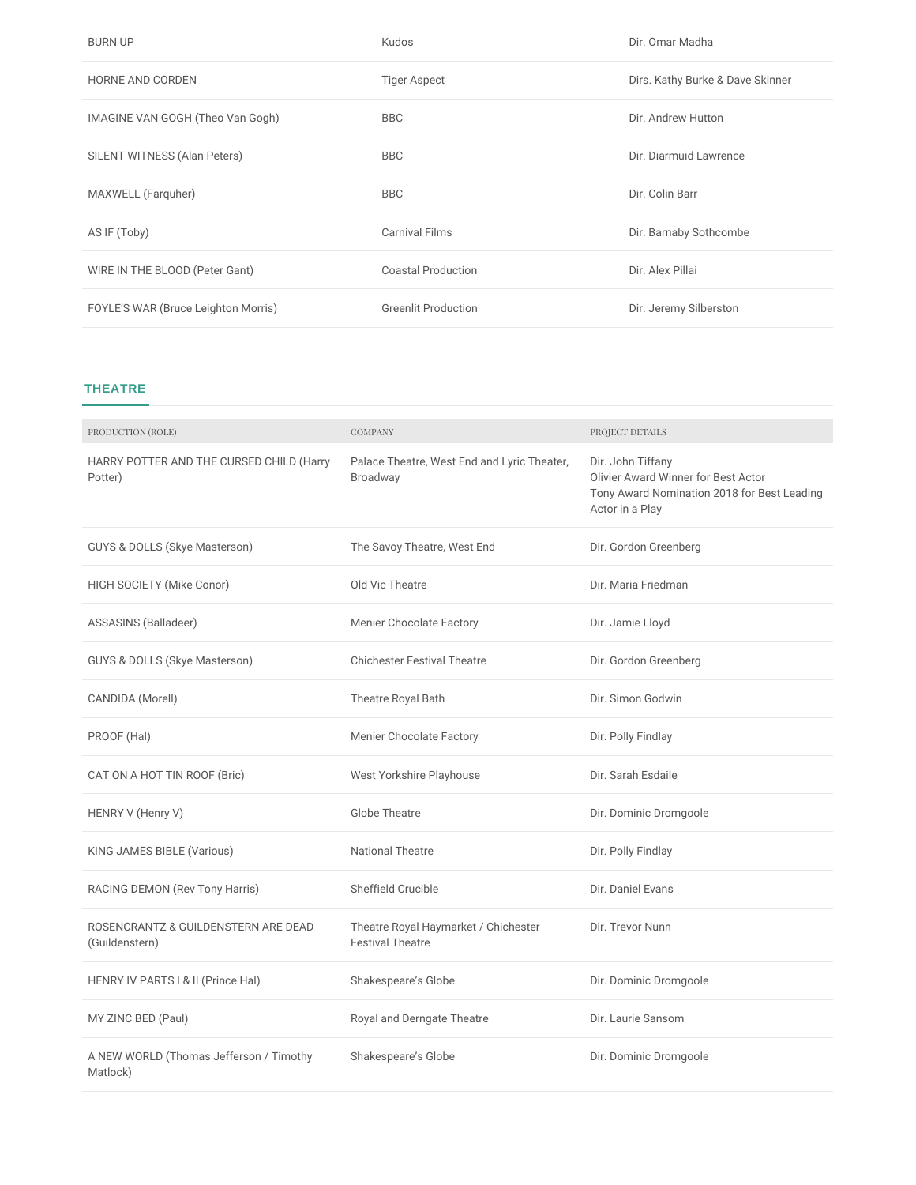| | | |
|---|---|---|
| BURN UP | Kudos | Dir. Omar Madha |
| HORNE AND CORDEN | Tiger Aspect | Dirs. Kathy Burke & Dave Skinner |
| IMAGINE VAN GOGH (Theo Van Gogh) | BBC | Dir. Andrew Hutton |
| SILENT WITNESS (Alan Peters) | BBC | Dir. Diarmuid Lawrence |
| MAXWELL (Farquher) | BBC | Dir. Colin Barr |
| AS IF (Toby) | Carnival Films | Dir. Barnaby Sothcombe |
| WIRE IN THE BLOOD (Peter Gant) | Coastal Production | Dir. Alex Pillai |
| FOYLE'S WAR (Bruce Leighton Morris) | Greenlit Production | Dir. Jeremy Silberston |

## THEATRE

| PRODUCTION (ROLE) | COMPANY | PROJECT DETAILS |
|---|---|---|
| HARRY POTTER AND THE CURSED CHILD (Harry Potter) | Palace Theatre, West End and Lyric Theater, Broadway | Dir. John Tiffany<br>Olivier Award Winner for Best Actor<br>Tony Award Nomination 2018 for Best Leading Actor in a Play |
| GUYS & DOLLS (Skye Masterson) | The Savoy Theatre, West End | Dir. Gordon Greenberg |
| HIGH SOCIETY (Mike Conor) | Old Vic Theatre | Dir. Maria Friedman |
| ASSASINS (Balladeer) | Menier Chocolate Factory | Dir. Jamie Lloyd |
| GUYS & DOLLS (Skye Masterson) | Chichester Festival Theatre | Dir. Gordon Greenberg |
| CANDIDA (Morell) | Theatre Royal Bath | Dir. Simon Godwin |
| PROOF (Hal) | Menier Chocolate Factory | Dir. Polly Findlay |
| CAT ON A HOT TIN ROOF (Bric) | West Yorkshire Playhouse | Dir. Sarah Esdaile |
| HENRY V (Henry V) | Globe Theatre | Dir. Dominic Dromgoole |
| KING JAMES BIBLE (Various) | National Theatre | Dir. Polly Findlay |
| RACING DEMON (Rev Tony Harris) | Sheffield Crucible | Dir. Daniel Evans |
| ROSENCRANTZ & GUILDENSTERN ARE DEAD (Guildenstern) | Theatre Royal Haymarket / Chichester Festival Theatre | Dir. Trevor Nunn |
| HENRY IV PARTS I & II (Prince Hal) | Shakespeare's Globe | Dir. Dominic Dromgoole |
| MY ZINC BED (Paul) | Royal and Derngate Theatre | Dir. Laurie Sansom |
| A NEW WORLD (Thomas Jefferson / Timothy Matlock) | Shakespeare's Globe | Dir. Dominic Dromgoole |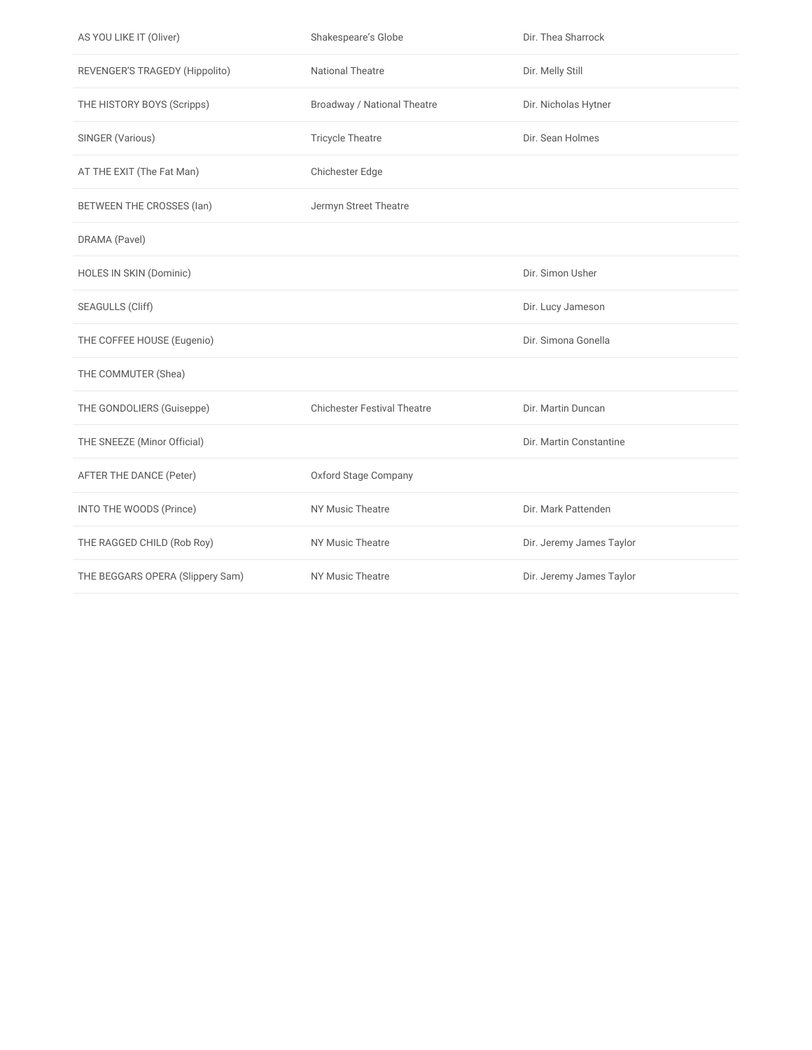| | | |
|---|---|---|
| AS YOU LIKE IT (Oliver) | Shakespeare's Globe | Dir. Thea Sharrock |
| REVENGER'S TRAGEDY (Hippolito) | National Theatre | Dir. Melly Still |
| THE HISTORY BOYS (Scripps) | Broadway / National Theatre | Dir. Nicholas Hytner |
| SINGER (Various) | Tricycle Theatre | Dir. Sean Holmes |
| AT THE EXIT (The Fat Man) | Chichester Edge | |
| BETWEEN THE CROSSES (Ian) | Jermyn Street Theatre | |
| DRAMA (Pavel) | | |
| HOLES IN SKIN (Dominic) | | Dir. Simon Usher |
| SEAGULLS (Cliff) | | Dir. Lucy Jameson |
| THE COFFEE HOUSE (Eugenio) | | Dir. Simona Gonella |
| THE COMMUTER (Shea) | | |
| THE GONDOLIERS (Guiseppe) | Chichester Festival Theatre | Dir. Martin Duncan |
| THE SNEEZE (Minor Official) | | Dir. Martin Constantine |
| AFTER THE DANCE (Peter) | Oxford Stage Company | |
| INTO THE WOODS (Prince) | NY Music Theatre | Dir. Mark Pattenden |
| THE RAGGED CHILD (Rob Roy) | NY Music Theatre | Dir. Jeremy James Taylor |
| THE BEGGARS OPERA (Slippery Sam) | NY Music Theatre | Dir. Jeremy James Taylor |